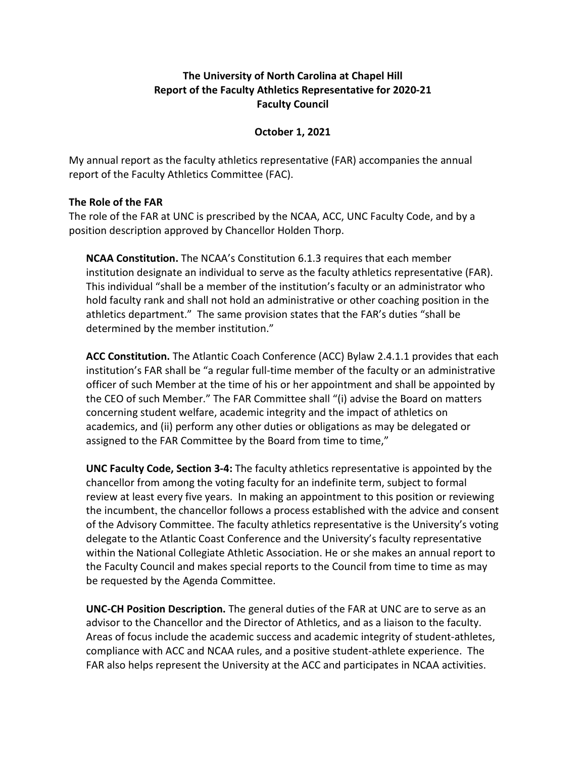**The University of North Carolina at Chapel Hill**
**Report of the Faculty Athletics Representative for 2020-21**
**Faculty Council**

**October 1, 2021**

My annual report as the faculty athletics representative (FAR) accompanies the annual report of the Faculty Athletics Committee (FAC).

**The Role of the FAR**

The role of the FAR at UNC is prescribed by the NCAA, ACC, UNC Faculty Code, and by a position description approved by Chancellor Holden Thorp.

> **NCAA Constitution.** The NCAA's Constitution 6.1.3 requires that each member institution designate an individual to serve as the faculty athletics representative (FAR). This individual "shall be a member of the institution's faculty or an administrator who hold faculty rank and shall not hold an administrative or other coaching position in the athletics department." The same provision states that the FAR's duties "shall be determined by the member institution."
>
> **ACC Constitution.** The Atlantic Coach Conference (ACC) Bylaw 2.4.1.1 provides that each institution's FAR shall be "a regular full-time member of the faculty or an administrative officer of such Member at the time of his or her appointment and shall be appointed by the CEO of such Member." The FAR Committee shall "(i) advise the Board on matters concerning student welfare, academic integrity and the impact of athletics on academics, and (ii) perform any other duties or obligations as may be delegated or assigned to the FAR Committee by the Board from time to time,"
>
> **UNC Faculty Code, Section 3-4:** The faculty athletics representative is appointed by the chancellor from among the voting faculty for an indefinite term, subject to formal review at least every five years. In making an appointment to this position or reviewing the incumbent, the chancellor follows a process established with the advice and consent of the Advisory Committee. The faculty athletics representative is the University's voting delegate to the Atlantic Coast Conference and the University's faculty representative within the National Collegiate Athletic Association. He or she makes an annual report to the Faculty Council and makes special reports to the Council from time to time as may be requested by the Agenda Committee.
>
> **UNC-CH Position Description.** The general duties of the FAR at UNC are to serve as an advisor to the Chancellor and the Director of Athletics, and as a liaison to the faculty. Areas of focus include the academic success and academic integrity of student-athletes, compliance with ACC and NCAA rules, and a positive student-athlete experience. The FAR also helps represent the University at the ACC and participates in NCAA activities.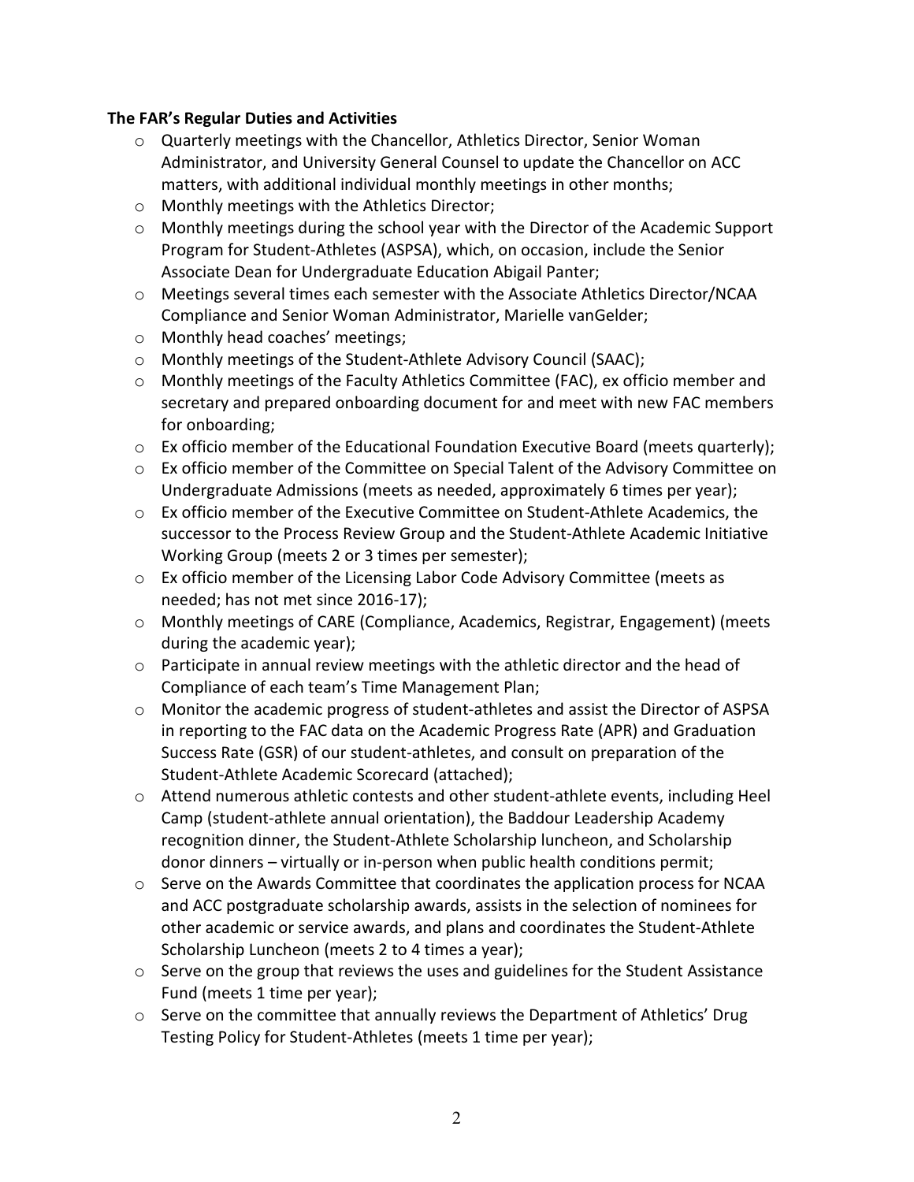**The FAR's Regular Duties and Activities**

- Quarterly meetings with the Chancellor, Athletics Director, Senior Woman Administrator, and University General Counsel to update the Chancellor on ACC matters, with additional individual monthly meetings in other months;
- Monthly meetings with the Athletics Director;
- Monthly meetings during the school year with the Director of the Academic Support Program for Student-Athletes (ASPSA), which, on occasion, include the Senior Associate Dean for Undergraduate Education Abigail Panter;
- Meetings several times each semester with the Associate Athletics Director/NCAA Compliance and Senior Woman Administrator, Marielle vanGelder;
- Monthly head coaches' meetings;
- Monthly meetings of the Student-Athlete Advisory Council (SAAC);
- Monthly meetings of the Faculty Athletics Committee (FAC), ex officio member and secretary and prepared onboarding document for and meet with new FAC members for onboarding;
- Ex officio member of the Educational Foundation Executive Board (meets quarterly);
- Ex officio member of the Committee on Special Talent of the Advisory Committee on Undergraduate Admissions (meets as needed, approximately 6 times per year);
- Ex officio member of the Executive Committee on Student-Athlete Academics, the successor to the Process Review Group and the Student-Athlete Academic Initiative Working Group (meets 2 or 3 times per semester);
- Ex officio member of the Licensing Labor Code Advisory Committee (meets as needed; has not met since 2016-17);
- Monthly meetings of CARE (Compliance, Academics, Registrar, Engagement) (meets during the academic year);
- Participate in annual review meetings with the athletic director and the head of Compliance of each team's Time Management Plan;
- Monitor the academic progress of student-athletes and assist the Director of ASPSA in reporting to the FAC data on the Academic Progress Rate (APR) and Graduation Success Rate (GSR) of our student-athletes, and consult on preparation of the Student-Athlete Academic Scorecard (attached);
- Attend numerous athletic contests and other student-athlete events, including Heel Camp (student-athlete annual orientation), the Baddour Leadership Academy recognition dinner, the Student-Athlete Scholarship luncheon, and Scholarship donor dinners – virtually or in-person when public health conditions permit;
- Serve on the Awards Committee that coordinates the application process for NCAA and ACC postgraduate scholarship awards, assists in the selection of nominees for other academic or service awards, and plans and coordinates the Student-Athlete Scholarship Luncheon (meets 2 to 4 times a year);
- Serve on the group that reviews the uses and guidelines for the Student Assistance Fund (meets 1 time per year);
- Serve on the committee that annually reviews the Department of Athletics' Drug Testing Policy for Student-Athletes (meets 1 time per year);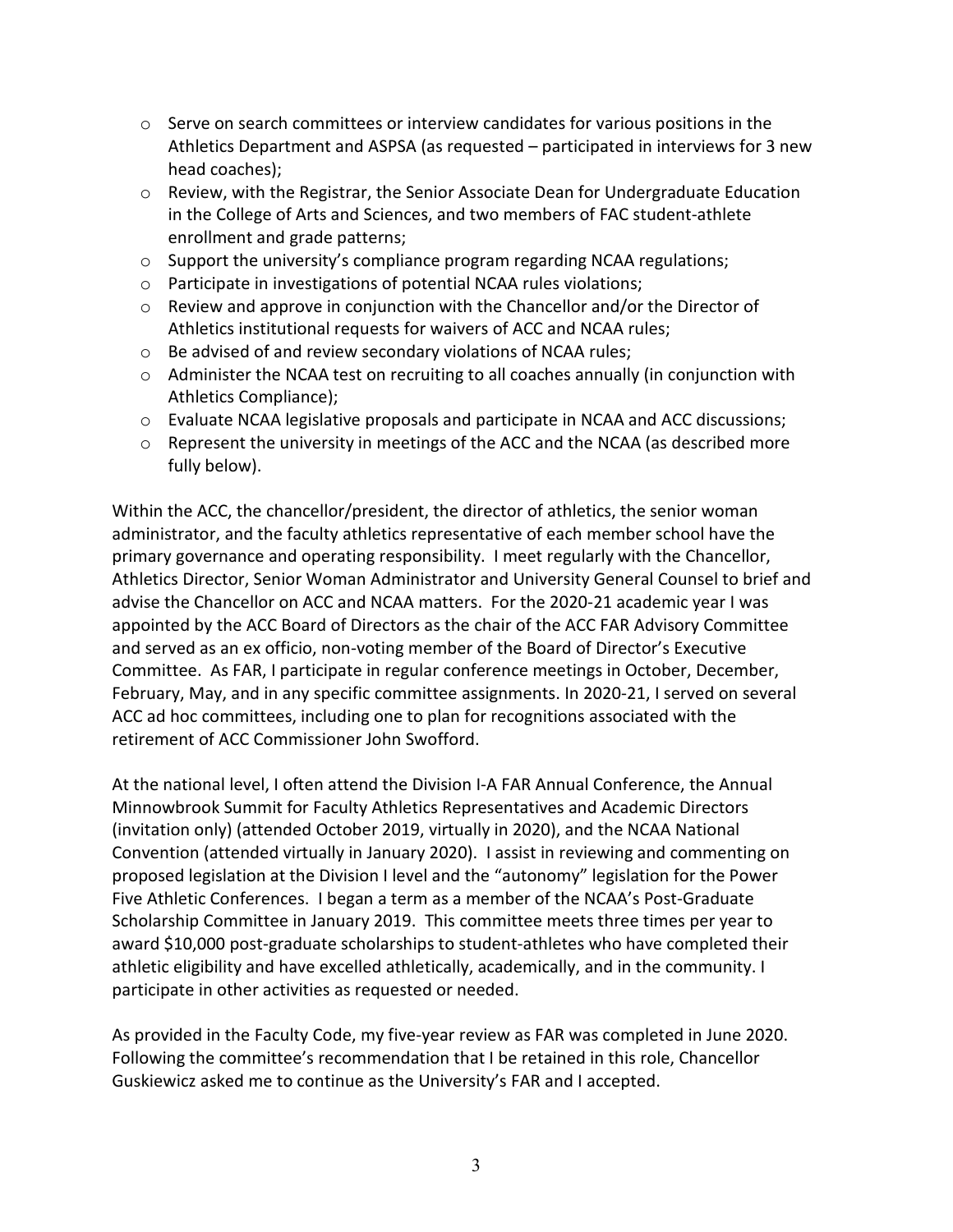- Serve on search committees or interview candidates for various positions in the Athletics Department and ASPSA (as requested – participated in interviews for 3 new head coaches);
- Review, with the Registrar, the Senior Associate Dean for Undergraduate Education in the College of Arts and Sciences, and two members of FAC student-athlete enrollment and grade patterns;
- Support the university's compliance program regarding NCAA regulations;
- Participate in investigations of potential NCAA rules violations;
- Review and approve in conjunction with the Chancellor and/or the Director of Athletics institutional requests for waivers of ACC and NCAA rules;
- Be advised of and review secondary violations of NCAA rules;
- Administer the NCAA test on recruiting to all coaches annually (in conjunction with Athletics Compliance);
- Evaluate NCAA legislative proposals and participate in NCAA and ACC discussions;
- Represent the university in meetings of the ACC and the NCAA (as described more fully below).

Within the ACC, the chancellor/president, the director of athletics, the senior woman administrator, and the faculty athletics representative of each member school have the primary governance and operating responsibility. I meet regularly with the Chancellor, Athletics Director, Senior Woman Administrator and University General Counsel to brief and advise the Chancellor on ACC and NCAA matters. For the 2020-21 academic year I was appointed by the ACC Board of Directors as the chair of the ACC FAR Advisory Committee and served as an ex officio, non-voting member of the Board of Director's Executive Committee. As FAR, I participate in regular conference meetings in October, December, February, May, and in any specific committee assignments. In 2020-21, I served on several ACC ad hoc committees, including one to plan for recognitions associated with the retirement of ACC Commissioner John Swofford.

At the national level, I often attend the Division I-A FAR Annual Conference, the Annual Minnowbrook Summit for Faculty Athletics Representatives and Academic Directors (invitation only) (attended October 2019, virtually in 2020), and the NCAA National Convention (attended virtually in January 2020). I assist in reviewing and commenting on proposed legislation at the Division I level and the "autonomy" legislation for the Power Five Athletic Conferences. I began a term as a member of the NCAA's Post-Graduate Scholarship Committee in January 2019. This committee meets three times per year to award $10,000 post-graduate scholarships to student-athletes who have completed their athletic eligibility and have excelled athletically, academically, and in the community. I participate in other activities as requested or needed.

As provided in the Faculty Code, my five-year review as FAR was completed in June 2020. Following the committee's recommendation that I be retained in this role, Chancellor Guskiewicz asked me to continue as the University's FAR and I accepted.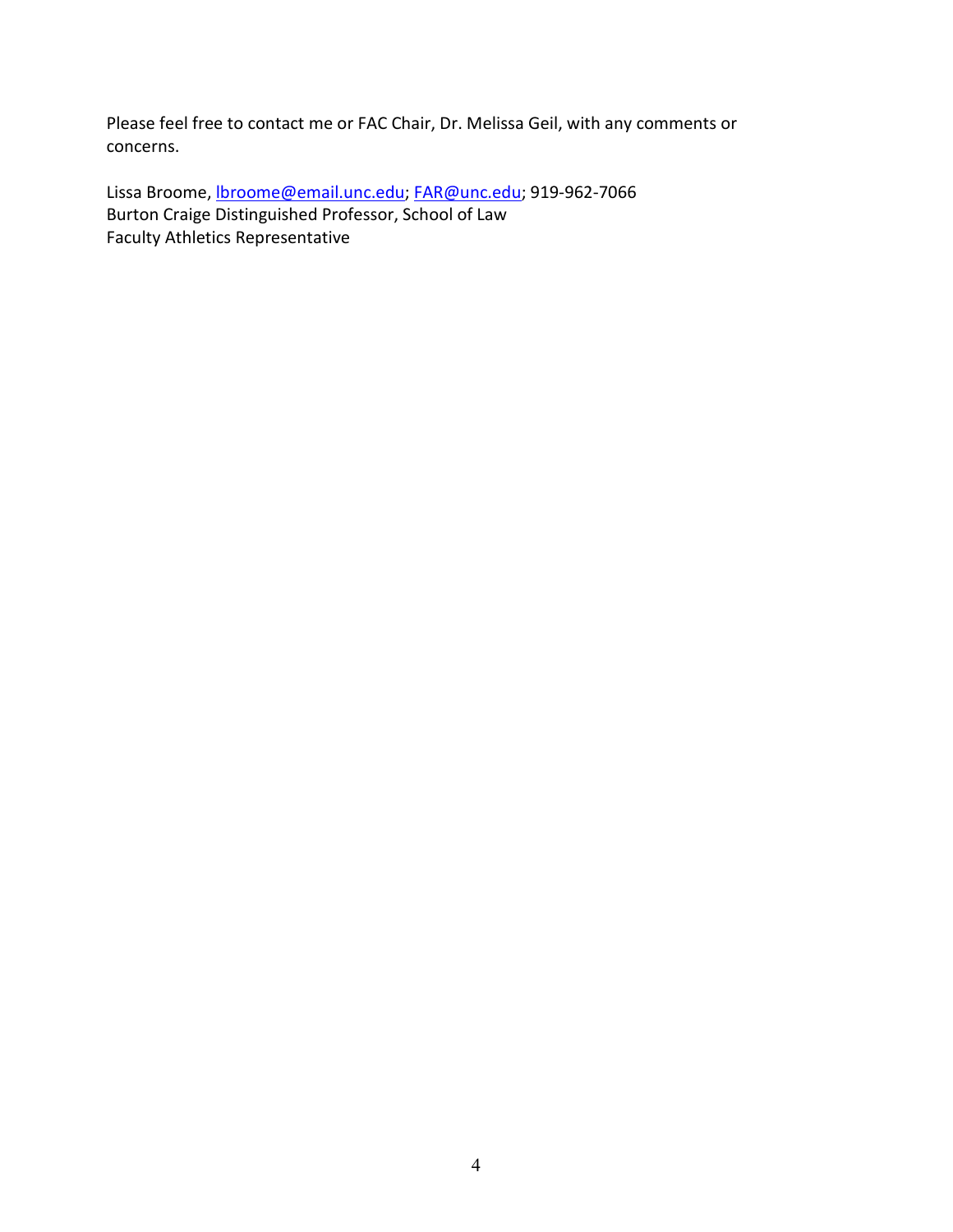Please feel free to contact me or FAC Chair, Dr. Melissa Geil, with any comments or concerns.

Lissa Broome, lbroome@email.unc.edu; FAR@unc.edu; 919-962-7066  
Burton Craige Distinguished Professor, School of Law  
Faculty Athletics Representative